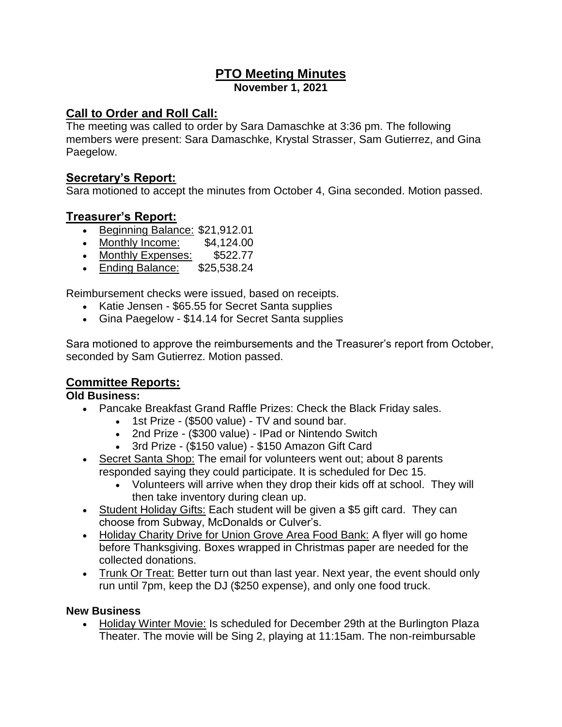# PTO Meeting Minutes

**November 1, 2021**

## Call to Order and Roll Call:

The meeting was called to order by Sara Damaschke at 3:36 pm. The following members were present: Sara Damaschke, Krystal Strasser, Sam Gutierrez, and Gina Paegelow.

## Secretary's Report:

Sara motioned to accept the minutes from October 4, Gina seconded. Motion passed.

## Treasurer's Report:

- Beginning Balance: $21,912.01
- Monthly Income: $4,124.00
- Monthly Expenses: $522.77
- Ending Balance: $25,538.24

Reimbursement checks were issued, based on receipts.

- Katie Jensen - $65.55 for Secret Santa supplies
- Gina Paegelow - $14.14 for Secret Santa supplies

Sara motioned to approve the reimbursements and the Treasurer's report from October, seconded by Sam Gutierrez. Motion passed.

## Committee Reports:

**Old Business:**

- Pancake Breakfast Grand Raffle Prizes: Check the Black Friday sales.
  - 1st Prize - ($500 value) - TV and sound bar.
  - 2nd Prize - ($300 value) - IPad or Nintendo Switch
  - 3rd Prize - ($150 value) - $150 Amazon Gift Card
- Secret Santa Shop: The email for volunteers went out; about 8 parents responded saying they could participate. It is scheduled for Dec 15.
  - Volunteers will arrive when they drop their kids off at school. They will then take inventory during clean up.
- Student Holiday Gifts: Each student will be given a $5 gift card. They can choose from Subway, McDonalds or Culver's.
- Holiday Charity Drive for Union Grove Area Food Bank: A flyer will go home before Thanksgiving. Boxes wrapped in Christmas paper are needed for the collected donations.
- Trunk Or Treat: Better turn out than last year. Next year, the event should only run until 7pm, keep the DJ ($250 expense), and only one food truck.

**New Business**

- Holiday Winter Movie: Is scheduled for December 29th at the Burlington Plaza Theater. The movie will be Sing 2, playing at 11:15am. The non-reimbursable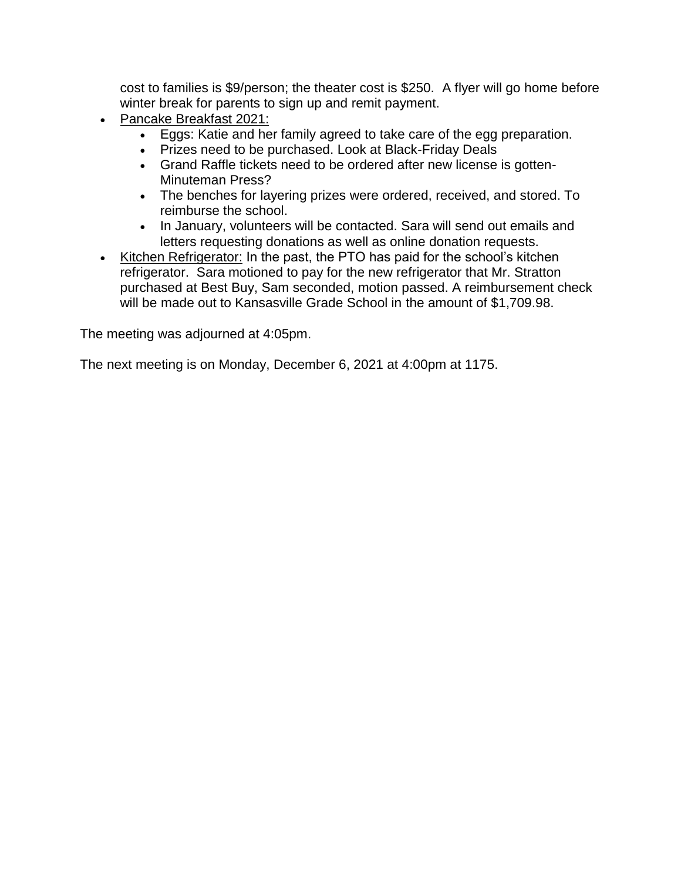cost to families is $9/person; the theater cost is $250. A flyer will go home before winter break for parents to sign up and remit payment.

- <u>Pancake Breakfast 2021:</u>
  - Eggs: Katie and her family agreed to take care of the egg preparation.
  - Prizes need to be purchased. Look at Black-Friday Deals
  - Grand Raffle tickets need to be ordered after new license is gotten- Minuteman Press?
  - The benches for layering prizes were ordered, received, and stored. To reimburse the school.
  - In January, volunteers will be contacted. Sara will send out emails and letters requesting donations as well as online donation requests.
- <u>Kitchen Refrigerator:</u> In the past, the PTO has paid for the school's kitchen refrigerator. Sara motioned to pay for the new refrigerator that Mr. Stratton purchased at Best Buy, Sam seconded, motion passed. A reimbursement check will be made out to Kansasville Grade School in the amount of $1,709.98.

The meeting was adjourned at 4:05pm.

The next meeting is on Monday, December 6, 2021 at 4:00pm at 1175.